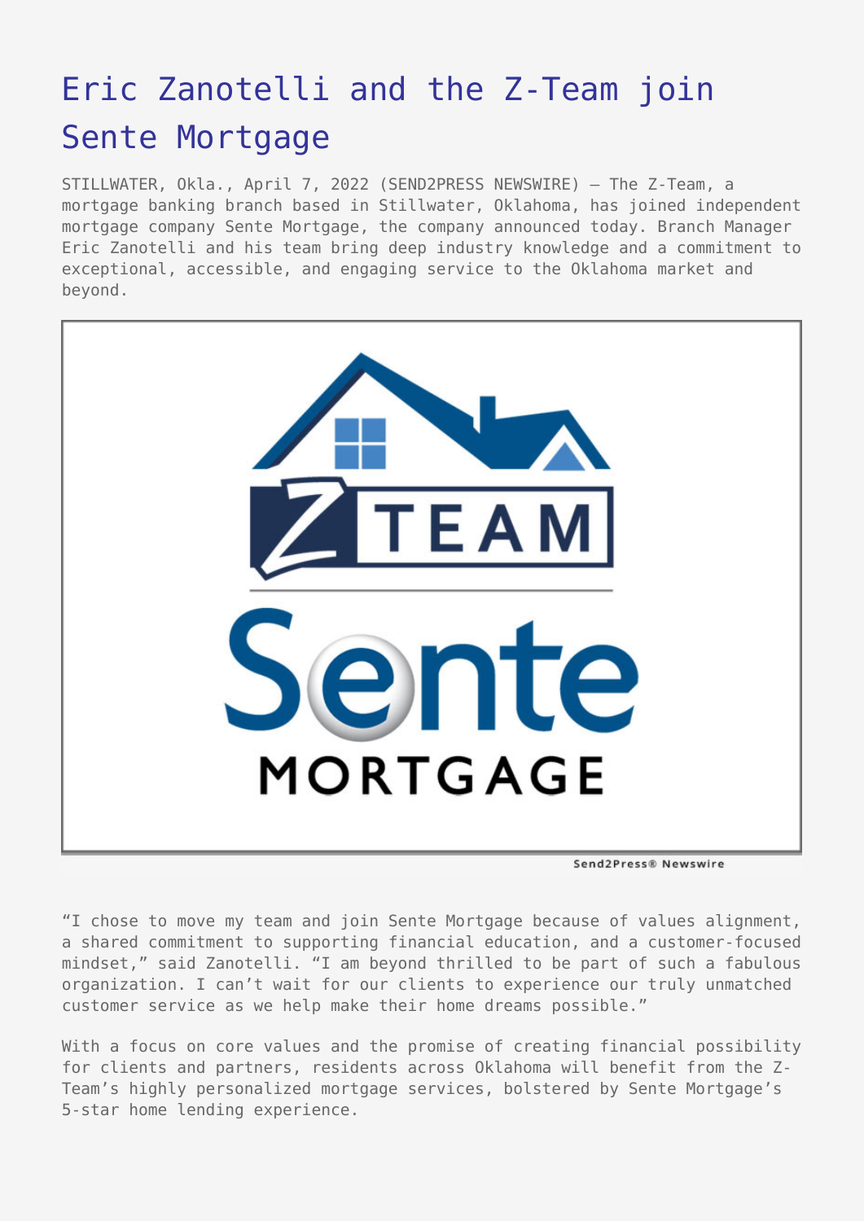# Eric Zanotelli and the Z-Team join Sente Mortgage

STILLWATER, Okla., April 7, 2022 (SEND2PRESS NEWSWIRE) — The Z-Team, a mortgage banking branch based in Stillwater, Oklahoma, has joined independent mortgage company Sente Mortgage, the company announced today. Branch Manager Eric Zanotelli and his team bring deep industry knowledge and a commitment to exceptional, accessible, and engaging service to the Oklahoma market and beyond.

"I chose to move my team and join Sente Mortgage because of values alignment, a shared commitment to supporting financial education, and a customer-focused mindset," said Zanotelli. "I am beyond thrilled to be part of such a fabulous organization. I can't wait for our clients to experience our truly unmatched customer service as we help make their home dreams possible."

With a focus on core values and the promise of creating financial possibility for clients and partners, residents across Oklahoma will benefit from the Z-Team's highly personalized mortgage services, bolstered by Sente Mortgage's 5-star home lending experience.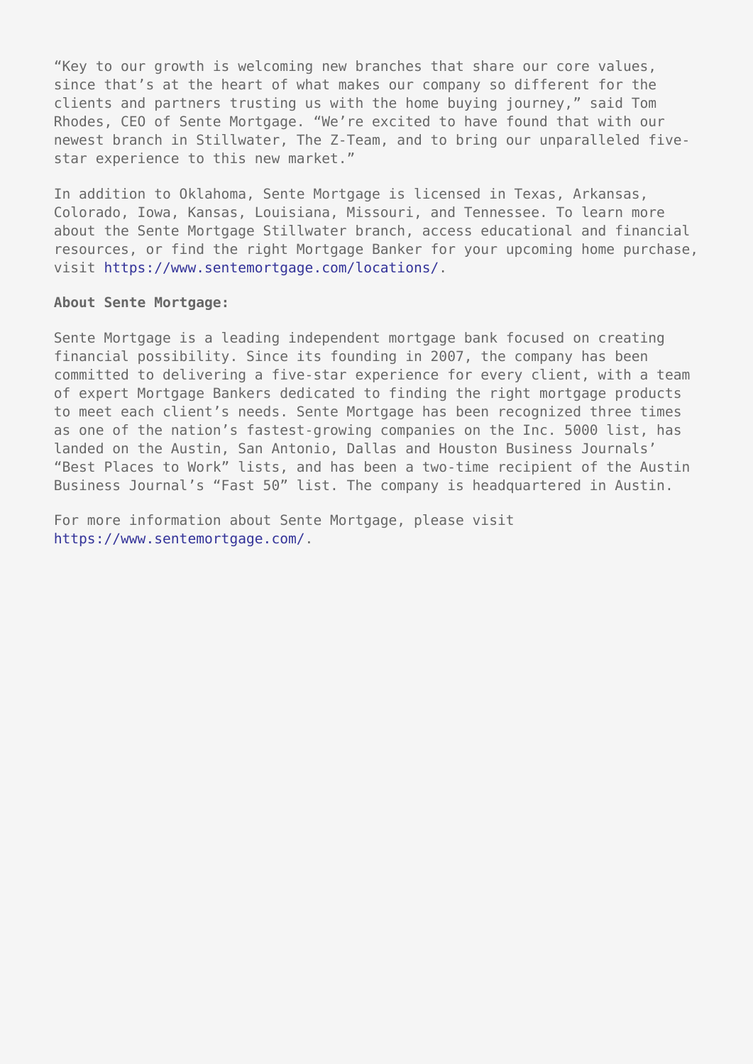"Key to our growth is welcoming new branches that share our core values, since that's at the heart of what makes our company so different for the clients and partners trusting us with the home buying journey," said Tom Rhodes, CEO of Sente Mortgage. "We're excited to have found that with our newest branch in Stillwater, The Z-Team, and to bring our unparalleled five-star experience to this new market."

In addition to Oklahoma, Sente Mortgage is licensed in Texas, Arkansas, Colorado, Iowa, Kansas, Louisiana, Missouri, and Tennessee. To learn more about the Sente Mortgage Stillwater branch, access educational and financial resources, or find the right Mortgage Banker for your upcoming home purchase, visit https://www.sentemortgage.com/locations/.

**About Sente Mortgage:**

Sente Mortgage is a leading independent mortgage bank focused on creating financial possibility. Since its founding in 2007, the company has been committed to delivering a five-star experience for every client, with a team of expert Mortgage Bankers dedicated to finding the right mortgage products to meet each client's needs. Sente Mortgage has been recognized three times as one of the nation's fastest-growing companies on the Inc. 5000 list, has landed on the Austin, San Antonio, Dallas and Houston Business Journals' "Best Places to Work" lists, and has been a two-time recipient of the Austin Business Journal's "Fast 50" list. The company is headquartered in Austin.

For more information about Sente Mortgage, please visit https://www.sentemortgage.com/.